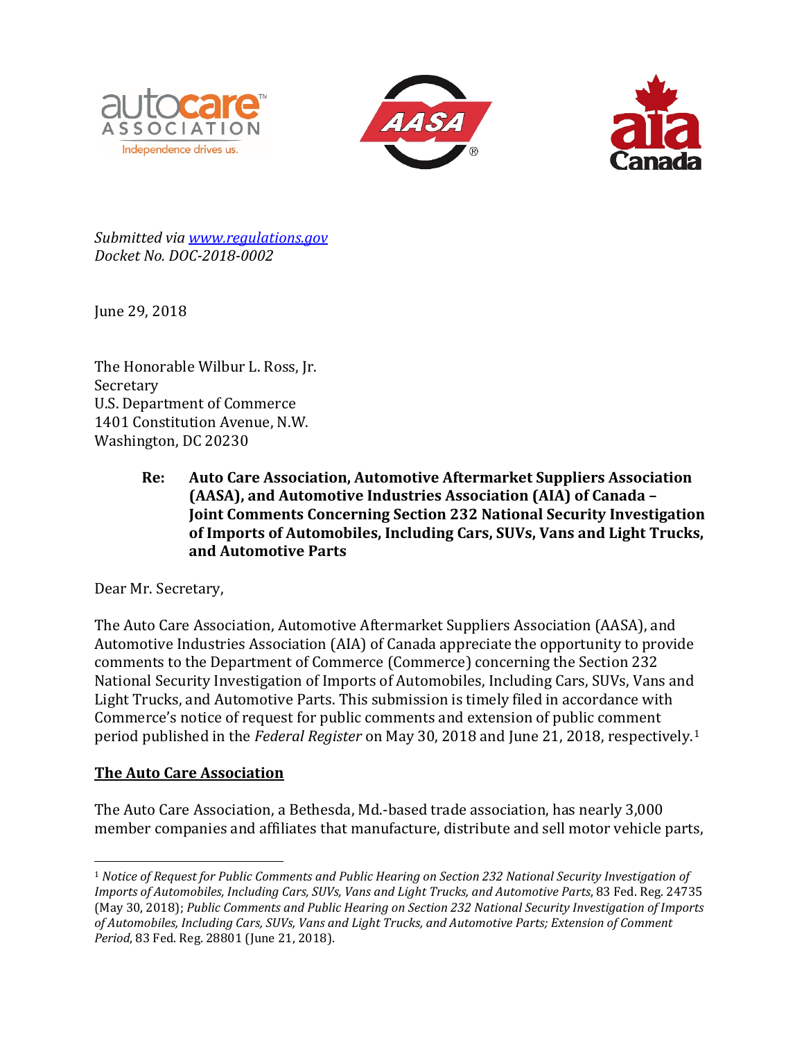*Submitted via [www.regulations.gov](http://www.regulations.gov)*
*Docket No. DOC-2018-0002*

June 29, 2018

The Honorable Wilbur L. Ross, Jr.
Secretary
U.S. Department of Commerce
1401 Constitution Avenue, N.W.
Washington, DC 20230

**Re: Auto Care Association, Automotive Aftermarket Suppliers Association (AASA), and Automotive Industries Association (AIA) of Canada – Joint Comments Concerning Section 232 National Security Investigation of Imports of Automobiles, Including Cars, SUVs, Vans and Light Trucks, and Automotive Parts**

Dear Mr. Secretary,

The Auto Care Association, Automotive Aftermarket Suppliers Association (AASA), and Automotive Industries Association (AIA) of Canada appreciate the opportunity to provide comments to the Department of Commerce (Commerce) concerning the Section 232 National Security Investigation of Imports of Automobiles, Including Cars, SUVs, Vans and Light Trucks, and Automotive Parts. This submission is timely filed in accordance with Commerce's notice of request for public comments and extension of public comment period published in the *Federal Register* on May 30, 2018 and June 21, 2018, respectively.[1]

## The Auto Care Association

The Auto Care Association, a Bethesda, Md.-based trade association, has nearly 3,000 member companies and affiliates that manufacture, distribute and sell motor vehicle parts,

---

[1] *Notice of Request for Public Comments and Public Hearing on Section 232 National Security Investigation of Imports of Automobiles, Including Cars, SUVs, Vans and Light Trucks, and Automotive Parts*, 83 Fed. Reg. 24735 (May 30, 2018); *Public Comments and Public Hearing on Section 232 National Security Investigation of Imports of Automobiles, Including Cars, SUVs, Vans and Light Trucks, and Automotive Parts; Extension of Comment Period*, 83 Fed. Reg. 28801 (June 21, 2018).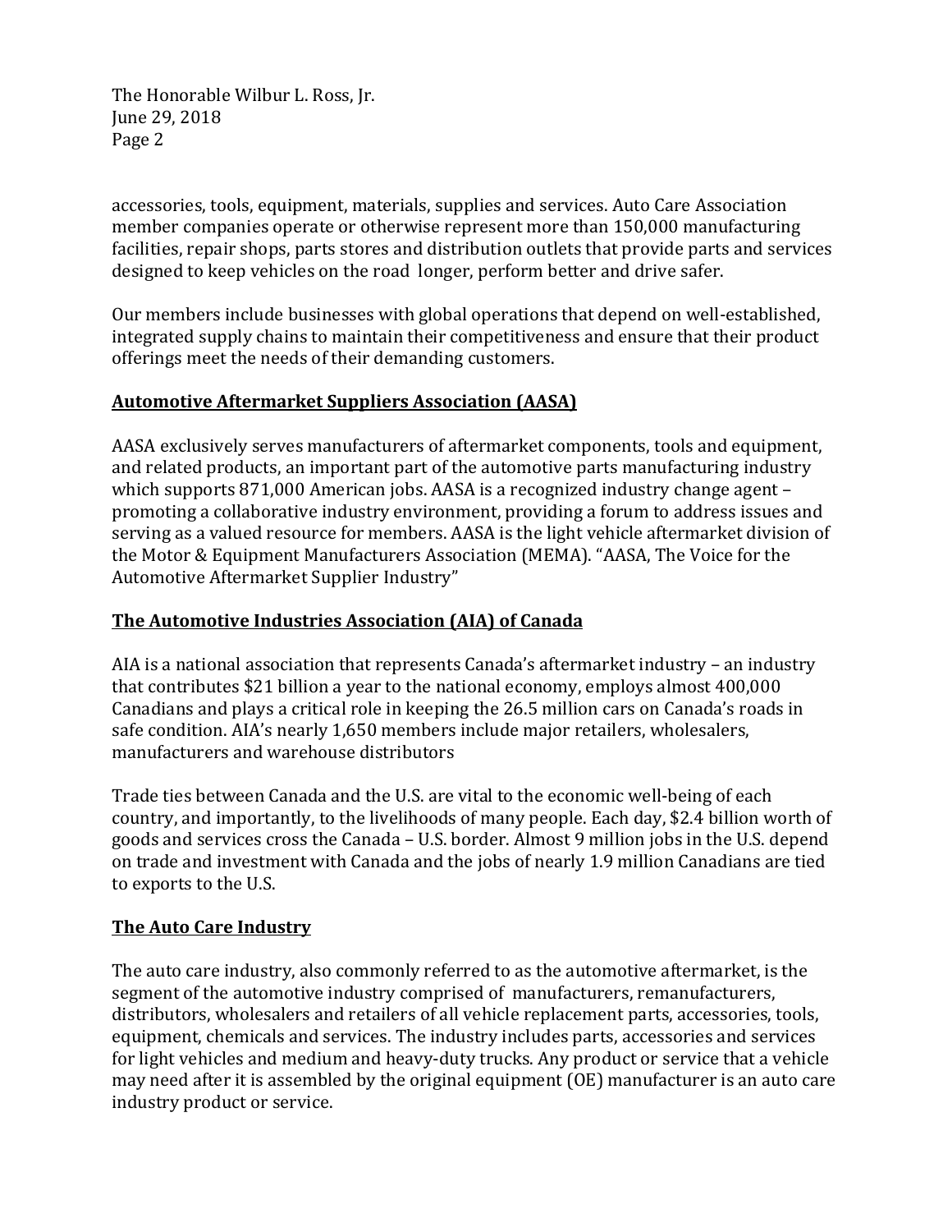accessories, tools, equipment, materials, supplies and services. Auto Care Association member companies operate or otherwise represent more than 150,000 manufacturing facilities, repair shops, parts stores and distribution outlets that provide parts and services designed to keep vehicles on the road longer, perform better and drive safer.

Our members include businesses with global operations that depend on well-established, integrated supply chains to maintain their competitiveness and ensure that their product offerings meet the needs of their demanding customers.

## Automotive Aftermarket Suppliers Association (AASA)

AASA exclusively serves manufacturers of aftermarket components, tools and equipment, and related products, an important part of the automotive parts manufacturing industry which supports 871,000 American jobs. AASA is a recognized industry change agent – promoting a collaborative industry environment, providing a forum to address issues and serving as a valued resource for members. AASA is the light vehicle aftermarket division of the Motor & Equipment Manufacturers Association (MEMA). "AASA, The Voice for the Automotive Aftermarket Supplier Industry"

## The Automotive Industries Association (AIA) of Canada

AIA is a national association that represents Canada's aftermarket industry – an industry that contributes $21 billion a year to the national economy, employs almost 400,000 Canadians and plays a critical role in keeping the 26.5 million cars on Canada's roads in safe condition. AIA's nearly 1,650 members include major retailers, wholesalers, manufacturers and warehouse distributors

Trade ties between Canada and the U.S. are vital to the economic well-being of each country, and importantly, to the livelihoods of many people. Each day, $2.4 billion worth of goods and services cross the Canada – U.S. border. Almost 9 million jobs in the U.S. depend on trade and investment with Canada and the jobs of nearly 1.9 million Canadians are tied to exports to the U.S.

## The Auto Care Industry

The auto care industry, also commonly referred to as the automotive aftermarket, is the segment of the automotive industry comprised of manufacturers, remanufacturers, distributors, wholesalers and retailers of all vehicle replacement parts, accessories, tools, equipment, chemicals and services. The industry includes parts, accessories and services for light vehicles and medium and heavy-duty trucks. Any product or service that a vehicle may need after it is assembled by the original equipment (OE) manufacturer is an auto care industry product or service.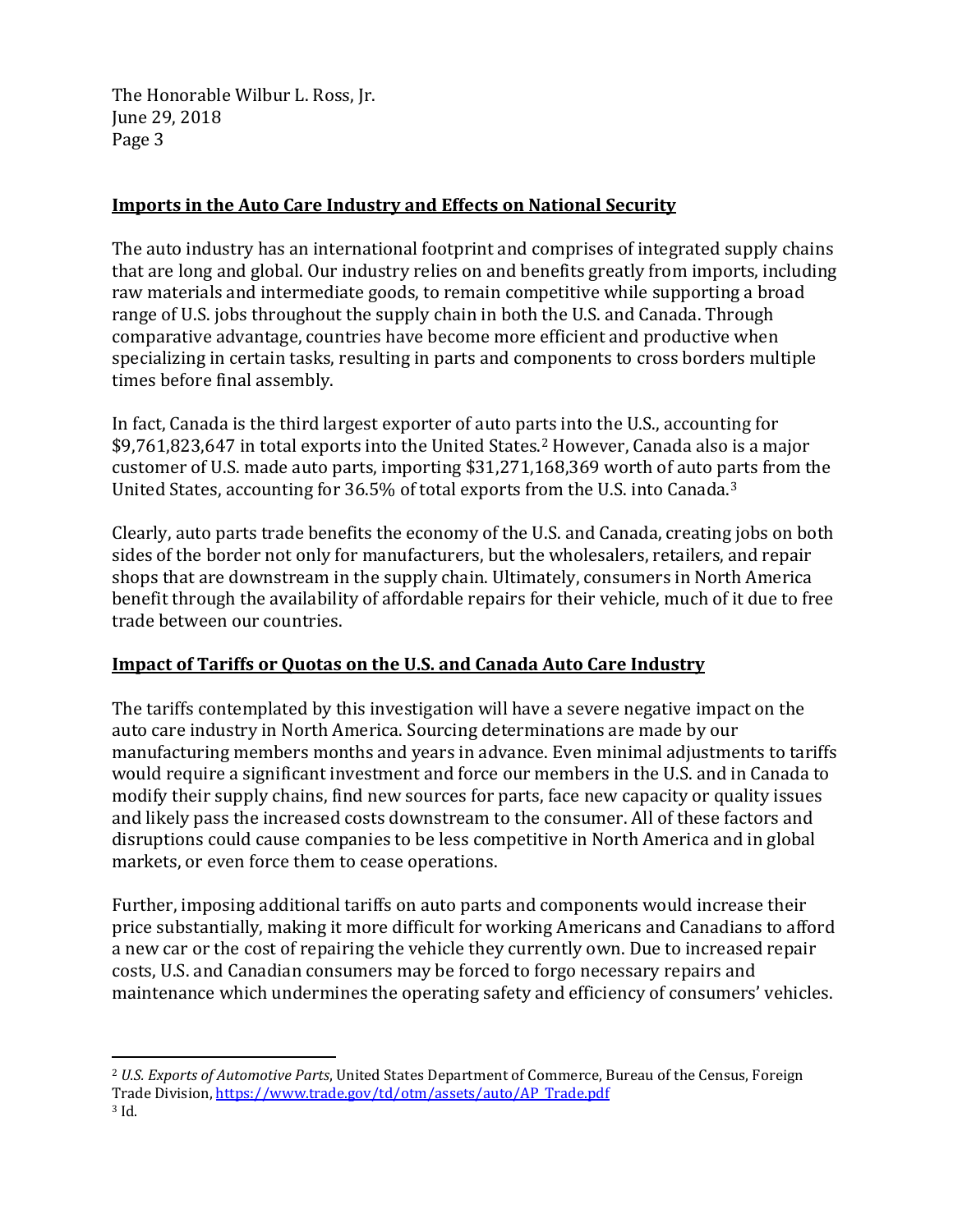The Honorable Wilbur L. Ross, Jr.
June 29, 2018

## **Imports in the Auto Care Industry and Effects on National Security**

The auto industry has an international footprint and comprises of integrated supply chains that are long and global. Our industry relies on and benefits greatly from imports, including raw materials and intermediate goods, to remain competitive while supporting a broad range of U.S. jobs throughout the supply chain in both the U.S. and Canada. Through comparative advantage, countries have become more efficient and productive when specializing in certain tasks, resulting in parts and components to cross borders multiple times before final assembly.

In fact, Canada is the third largest exporter of auto parts into the U.S., accounting for $9,761,823,647 in total exports into the United States.[2] However, Canada also is a major customer of U.S. made auto parts, importing $31,271,168,369 worth of auto parts from the United States, accounting for 36.5% of total exports from the U.S. into Canada.[3]

Clearly, auto parts trade benefits the economy of the U.S. and Canada, creating jobs on both sides of the border not only for manufacturers, but the wholesalers, retailers, and repair shops that are downstream in the supply chain. Ultimately, consumers in North America benefit through the availability of affordable repairs for their vehicle, much of it due to free trade between our countries.

## **Impact of Tariffs or Quotas on the U.S. and Canada Auto Care Industry**

The tariffs contemplated by this investigation will have a severe negative impact on the auto care industry in North America. Sourcing determinations are made by our manufacturing members months and years in advance. Even minimal adjustments to tariffs would require a significant investment and force our members in the U.S. and in Canada to modify their supply chains, find new sources for parts, face new capacity or quality issues and likely pass the increased costs downstream to the consumer. All of these factors and disruptions could cause companies to be less competitive in North America and in global markets, or even force them to cease operations.

Further, imposing additional tariffs on auto parts and components would increase their price substantially, making it more difficult for working Americans and Canadians to afford a new car or the cost of repairing the vehicle they currently own. Due to increased repair costs, U.S. and Canadian consumers may be forced to forgo necessary repairs and maintenance which undermines the operating safety and efficiency of consumers' vehicles.

---

[2] *U.S. Exports of Automotive Parts*, United States Department of Commerce, Bureau of the Census, Foreign Trade Division, https://www.trade.gov/td/otm/assets/auto/AP_Trade.pdf

[3] Id.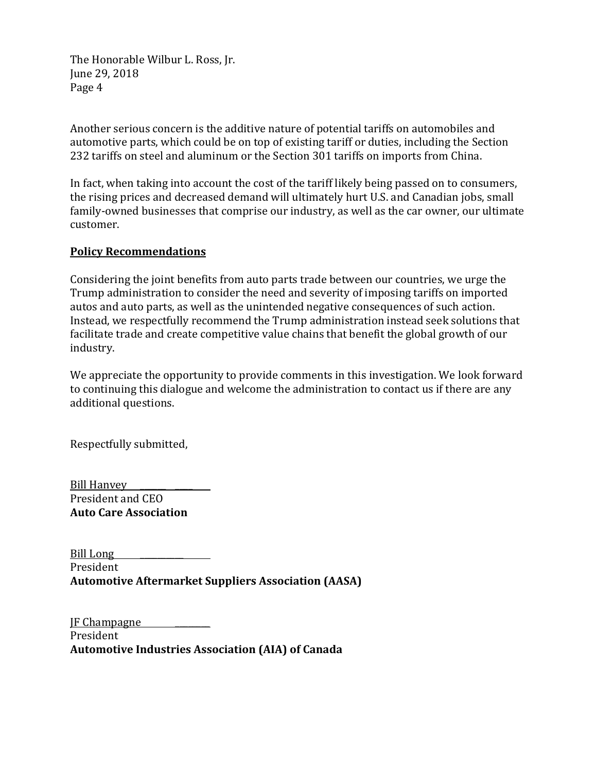Another serious concern is the additive nature of potential tariffs on automobiles and automotive parts, which could be on top of existing tariff or duties, including the Section 232 tariffs on steel and aluminum or the Section 301 tariffs on imports from China.

In fact, when taking into account the cost of the tariff likely being passed on to consumers, the rising prices and decreased demand will ultimately hurt U.S. and Canadian jobs, small family-owned businesses that comprise our industry, as well as the car owner, our ultimate customer.

## Policy Recommendations

Considering the joint benefits from auto parts trade between our countries, we urge the Trump administration to consider the need and severity of imposing tariffs on imported autos and auto parts, as well as the unintended negative consequences of such action. Instead, we respectfully recommend the Trump administration instead seek solutions that facilitate trade and create competitive value chains that benefit the global growth of our industry.

We appreciate the opportunity to provide comments in this investigation. We look forward to continuing this dialogue and welcome the administration to contact us if there are any additional questions.

Respectfully submitted,

Bill Hanvey
President and CEO
**Auto Care Association**

Bill Long
President
**Automotive Aftermarket Suppliers Association (AASA)**

JF Champagne
President
**Automotive Industries Association (AIA) of Canada**